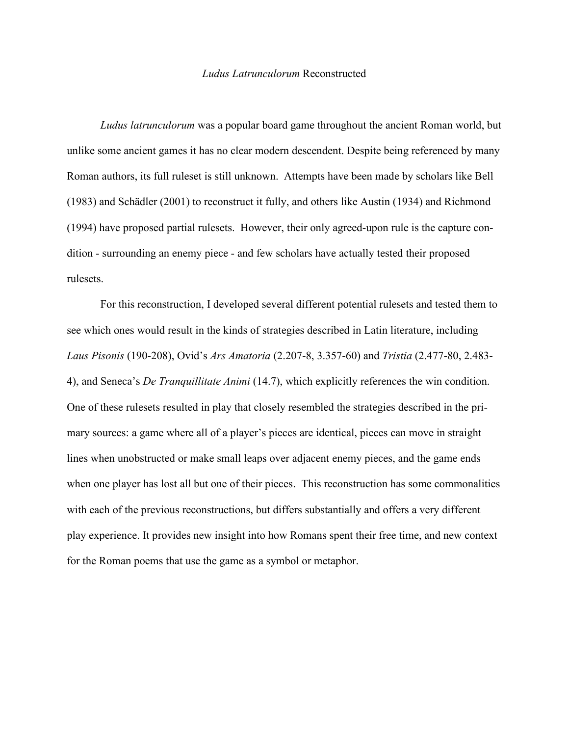# *Ludus Latrunculorum* Reconstructed

*Ludus latrunculorum* was a popular board game throughout the ancient Roman world, but unlike some ancient games it has no clear modern descendent. Despite being referenced by many Roman authors, its full ruleset is still unknown. Attempts have been made by scholars like Bell (1983) and Schädler (2001) to reconstruct it fully, and others like Austin (1934) and Richmond (1994) have proposed partial rulesets. However, their only agreed-upon rule is the capture condition - surrounding an enemy piece - and few scholars have actually tested their proposed rulesets.

For this reconstruction, I developed several different potential rulesets and tested them to see which ones would result in the kinds of strategies described in Latin literature, including *Laus Pisonis* (190-208), Ovid's *Ars Amatoria* (2.207-8, 3.357-60) and *Tristia* (2.477-80, 2.483-4), and Seneca's *De Tranquillitate Animi* (14.7), which explicitly references the win condition. One of these rulesets resulted in play that closely resembled the strategies described in the primary sources: a game where all of a player's pieces are identical, pieces can move in straight lines when unobstructed or make small leaps over adjacent enemy pieces, and the game ends when one player has lost all but one of their pieces. This reconstruction has some commonalities with each of the previous reconstructions, but differs substantially and offers a very different play experience. It provides new insight into how Romans spent their free time, and new context for the Roman poems that use the game as a symbol or metaphor.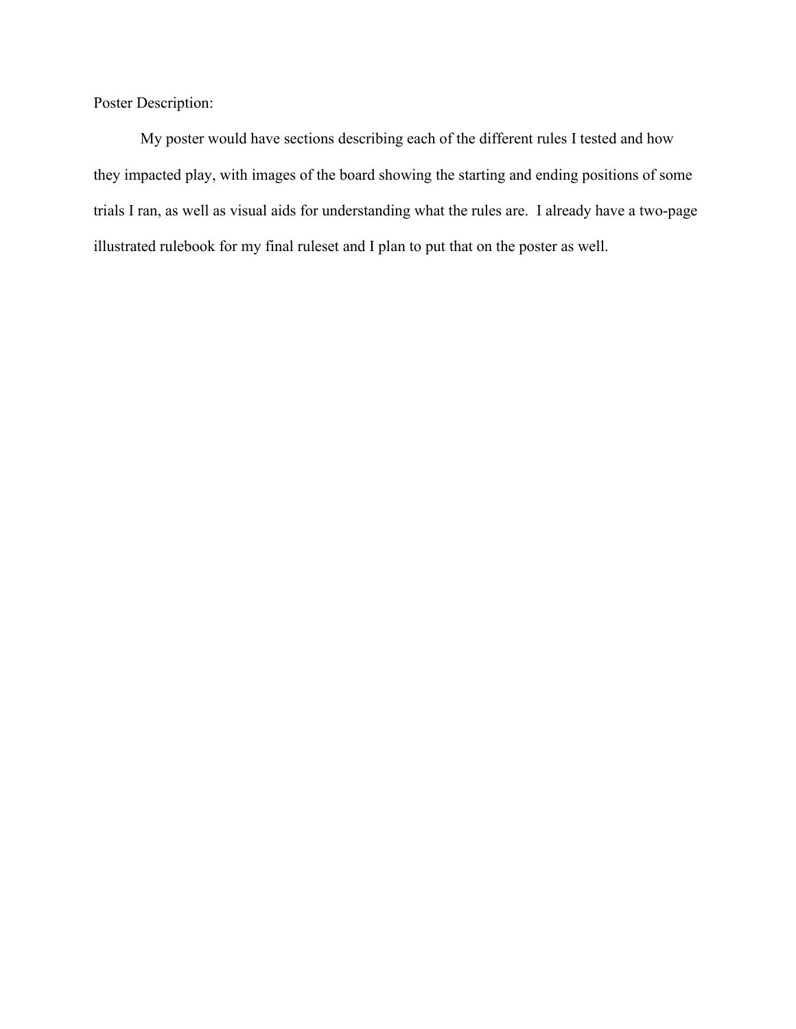Poster Description:

My poster would have sections describing each of the different rules I tested and how they impacted play, with images of the board showing the starting and ending positions of some trials I ran, as well as visual aids for understanding what the rules are. I already have a two-page illustrated rulebook for my final ruleset and I plan to put that on the poster as well.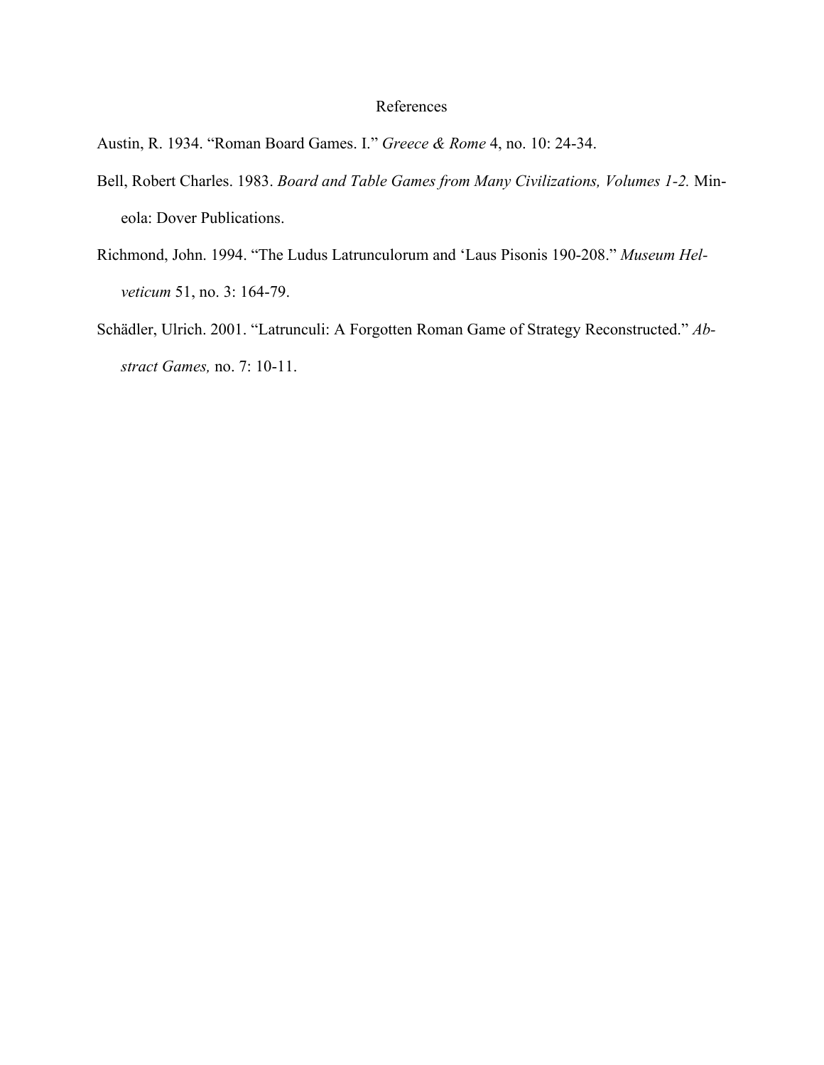# References

Austin, R. 1934. "Roman Board Games. I." *Greece & Rome* 4, no. 10: 24-34.

Bell, Robert Charles. 1983. *Board and Table Games from Many Civilizations, Volumes 1-2.* Mineola: Dover Publications.

Richmond, John. 1994. "The Ludus Latrunculorum and 'Laus Pisonis 190-208." *Museum Helveticum* 51, no. 3: 164-79.

Schädler, Ulrich. 2001. "Latrunculi: A Forgotten Roman Game of Strategy Reconstructed." *Abstract Games,* no. 7: 10-11.